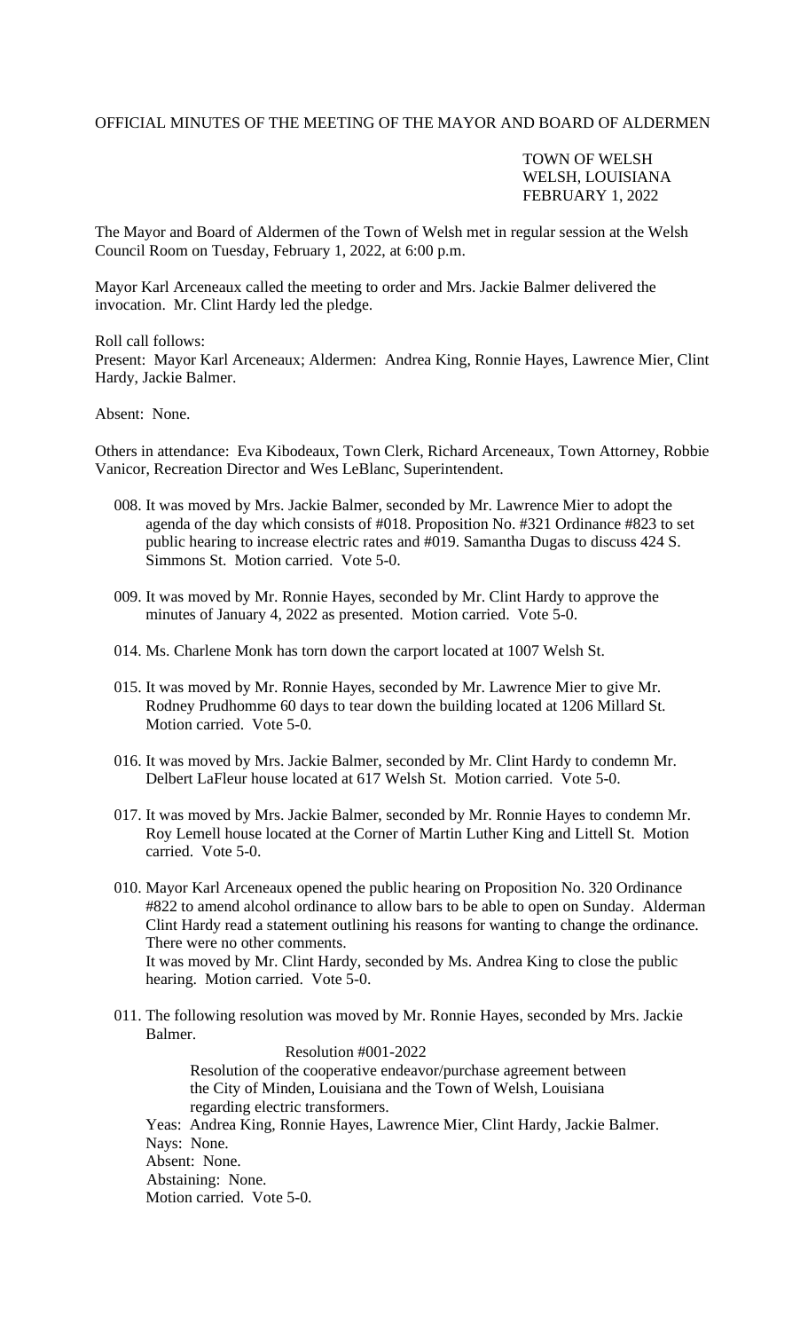OFFICIAL MINUTES OF THE MEETING OF THE MAYOR AND BOARD OF ALDERMEN

TOWN OF WELSH
WELSH, LOUISIANA
FEBRUARY 1, 2022

The Mayor and Board of Aldermen of the Town of Welsh met in regular session at the Welsh Council Room on Tuesday, February 1, 2022, at 6:00 p.m.

Mayor Karl Arceneaux called the meeting to order and Mrs. Jackie Balmer delivered the invocation. Mr. Clint Hardy led the pledge.

Roll call follows:
Present: Mayor Karl Arceneaux; Aldermen: Andrea King, Ronnie Hayes, Lawrence Mier, Clint Hardy, Jackie Balmer.

Absent: None.

Others in attendance: Eva Kibodeaux, Town Clerk, Richard Arceneaux, Town Attorney, Robbie Vanicor, Recreation Director and Wes LeBlanc, Superintendent.

008. It was moved by Mrs. Jackie Balmer, seconded by Mr. Lawrence Mier to adopt the agenda of the day which consists of #018. Proposition No. #321 Ordinance #823 to set public hearing to increase electric rates and #019. Samantha Dugas to discuss 424 S. Simmons St. Motion carried. Vote 5-0.

009. It was moved by Mr. Ronnie Hayes, seconded by Mr. Clint Hardy to approve the minutes of January 4, 2022 as presented. Motion carried. Vote 5-0.

014. Ms. Charlene Monk has torn down the carport located at 1007 Welsh St.

015. It was moved by Mr. Ronnie Hayes, seconded by Mr. Lawrence Mier to give Mr. Rodney Prudhomme 60 days to tear down the building located at 1206 Millard St. Motion carried. Vote 5-0.

016. It was moved by Mrs. Jackie Balmer, seconded by Mr. Clint Hardy to condemn Mr. Delbert LaFleur house located at 617 Welsh St. Motion carried. Vote 5-0.

017. It was moved by Mrs. Jackie Balmer, seconded by Mr. Ronnie Hayes to condemn Mr. Roy Lemell house located at the Corner of Martin Luther King and Littell St. Motion carried. Vote 5-0.

010. Mayor Karl Arceneaux opened the public hearing on Proposition No. 320 Ordinance #822 to amend alcohol ordinance to allow bars to be able to open on Sunday. Alderman Clint Hardy read a statement outlining his reasons for wanting to change the ordinance. There were no other comments.
It was moved by Mr. Clint Hardy, seconded by Ms. Andrea King to close the public hearing. Motion carried. Vote 5-0.

011. The following resolution was moved by Mr. Ronnie Hayes, seconded by Mrs. Jackie Balmer.

Resolution #001-2022

Resolution of the cooperative endeavor/purchase agreement between the City of Minden, Louisiana and the Town of Welsh, Louisiana regarding electric transformers.

Yeas: Andrea King, Ronnie Hayes, Lawrence Mier, Clint Hardy, Jackie Balmer.
Nays: None.
Absent: None.
Abstaining: None.
Motion carried. Vote 5-0.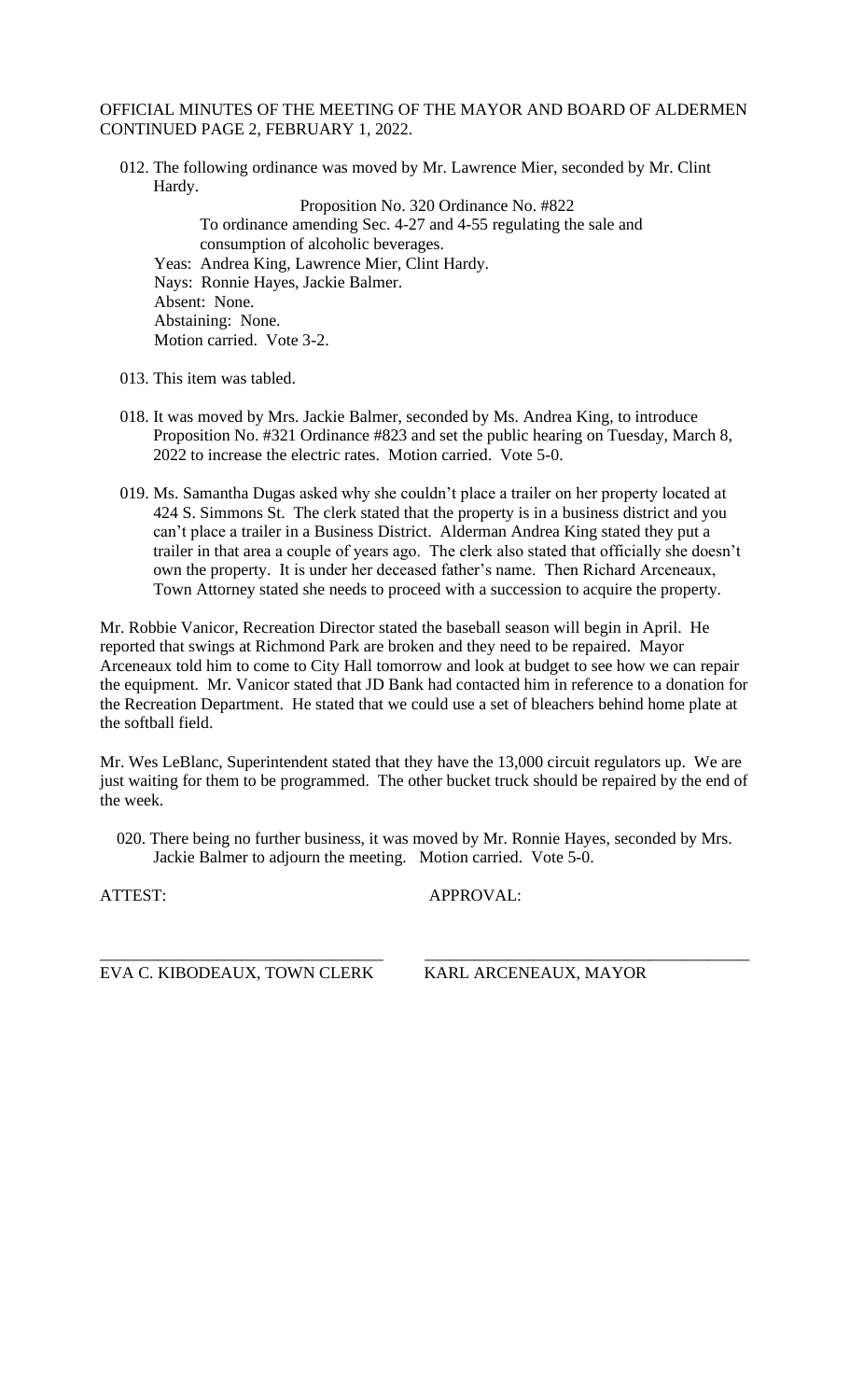OFFICIAL MINUTES OF THE MEETING OF THE MAYOR AND BOARD OF ALDERMEN CONTINUED PAGE 2, FEBRUARY 1, 2022.

012. The following ordinance was moved by Mr. Lawrence Mier, seconded by Mr. Clint Hardy.

Proposition No. 320 Ordinance No. #822

To ordinance amending Sec. 4-27 and 4-55 regulating the sale and consumption of alcoholic beverages.

Yeas: Andrea King, Lawrence Mier, Clint Hardy.
Nays: Ronnie Hayes, Jackie Balmer.
Absent: None.
Abstaining: None.
Motion carried. Vote 3-2.

013. This item was tabled.

018. It was moved by Mrs. Jackie Balmer, seconded by Ms. Andrea King, to introduce Proposition No. #321 Ordinance #823 and set the public hearing on Tuesday, March 8, 2022 to increase the electric rates. Motion carried. Vote 5-0.

019. Ms. Samantha Dugas asked why she couldn't place a trailer on her property located at 424 S. Simmons St. The clerk stated that the property is in a business district and you can't place a trailer in a Business District. Alderman Andrea King stated they put a trailer in that area a couple of years ago. The clerk also stated that officially she doesn't own the property. It is under her deceased father's name. Then Richard Arceneaux, Town Attorney stated she needs to proceed with a succession to acquire the property.

Mr. Robbie Vanicor, Recreation Director stated the baseball season will begin in April. He reported that swings at Richmond Park are broken and they need to be repaired. Mayor Arceneaux told him to come to City Hall tomorrow and look at budget to see how we can repair the equipment. Mr. Vanicor stated that JD Bank had contacted him in reference to a donation for the Recreation Department. He stated that we could use a set of bleachers behind home plate at the softball field.

Mr. Wes LeBlanc, Superintendent stated that they have the 13,000 circuit regulators up. We are just waiting for them to be programmed. The other bucket truck should be repaired by the end of the week.

020. There being no further business, it was moved by Mr. Ronnie Hayes, seconded by Mrs. Jackie Balmer to adjourn the meeting. Motion carried. Vote 5-0.

ATTEST: APPROVAL:

\_\_\_\_\_\_\_\_\_\_\_\_\_\_\_\_\_\_\_\_\_\_\_\_\_\_\_\_\_\_\_\_\_\_ \_\_\_\_\_\_\_\_\_\_\_\_\_\_\_\_\_\_\_\_\_\_\_\_\_\_\_\_\_\_\_\_\_\_\_\_\_\_\_\_

EVA C. KIBODEAUX, TOWN CLERK KARL ARCENEAUX, MAYOR